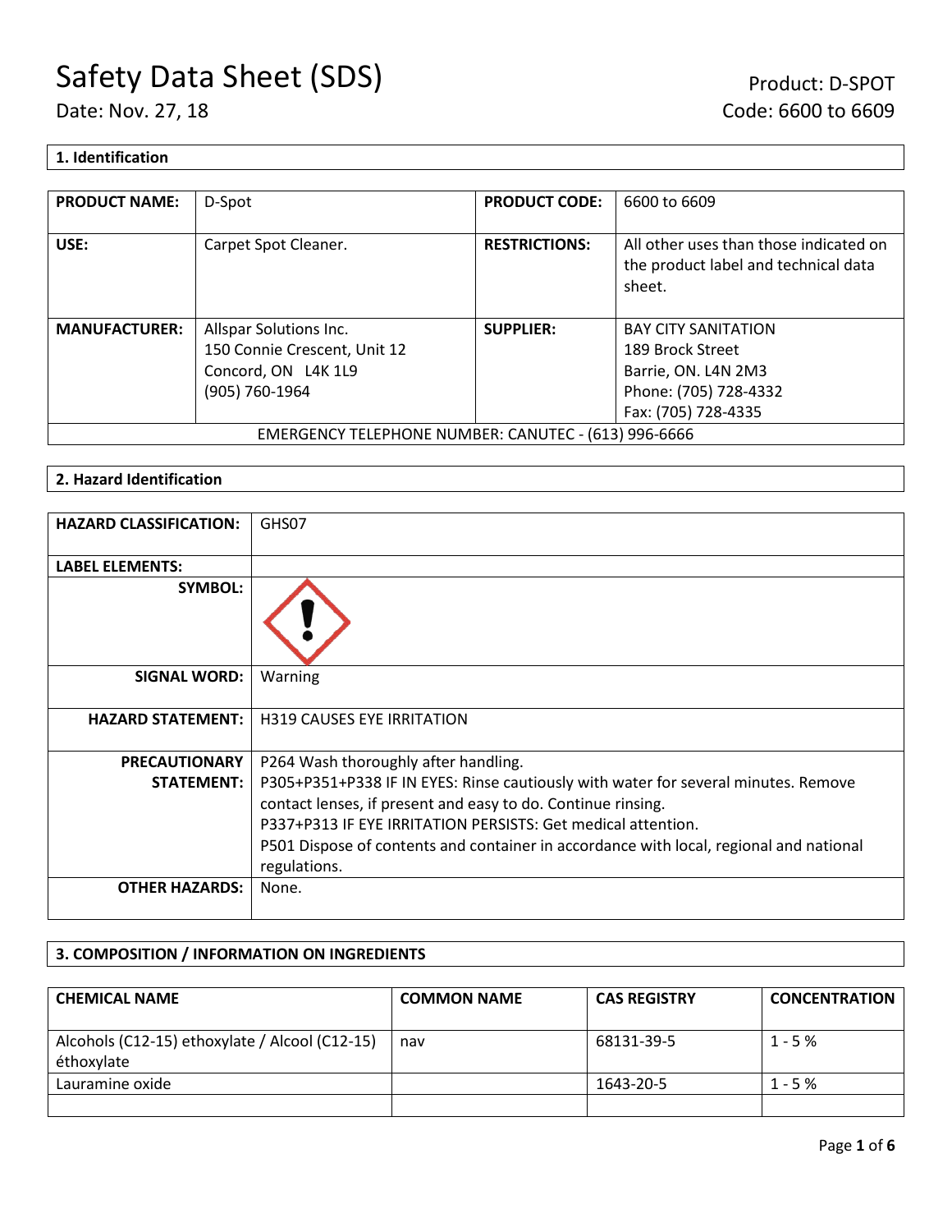# Safety Data Sheet (SDS)

Date: Nov. 27, 18

Product: D-SPOT
Code: 6600 to 6609

## 1. Identification

| PRODUCT NAME: | D-Spot | PRODUCT CODE: | 6600 to 6609 |
|---|---|---|---|
| USE: | Carpet Spot Cleaner. | RESTRICTIONS: | All other uses than those indicated on the product label and technical data sheet. |
| MANUFACTURER: | Allspar Solutions Inc.<br>150 Connie Crescent, Unit 12<br>Concord, ON L4K 1L9<br>(905) 760-1964 | SUPPLIER: | BAY CITY SANITATION<br>189 Brock Street<br>Barrie, ON. L4N 2M3<br>Phone: (705) 728-4332<br>Fax: (705) 728-4335 |
| EMERGENCY TELEPHONE NUMBER: CANUTEC - (613) 996-6666 | | | |

## 2. Hazard Identification

| HAZARD CLASSIFICATION: | GHS07 |
|---|---|
| LABEL ELEMENTS: | |
| SYMBOL: | |
| SIGNAL WORD: | Warning |
| HAZARD STATEMENT: | H319 CAUSES EYE IRRITATION |
| PRECAUTIONARY STATEMENT: | P264 Wash thoroughly after handling.<br>P305+P351+P338 IF IN EYES: Rinse cautiously with water for several minutes. Remove contact lenses, if present and easy to do. Continue rinsing.<br>P337+P313 IF EYE IRRITATION PERSISTS: Get medical attention.<br>P501 Dispose of contents and container in accordance with local, regional and national regulations. |
| OTHER HAZARDS: | None. |

## 3. COMPOSITION / INFORMATION ON INGREDIENTS

| CHEMICAL NAME | COMMON NAME | CAS REGISTRY | CONCENTRATION |
|---|---|---|---|
| Alcohols (C12-15) ethoxylate / Alcool (C12-15) éthoxylate | nav | 68131-39-5 | 1 - 5 % |
| Lauramine oxide | | 1643-20-5 | 1 - 5 % |
| | | | |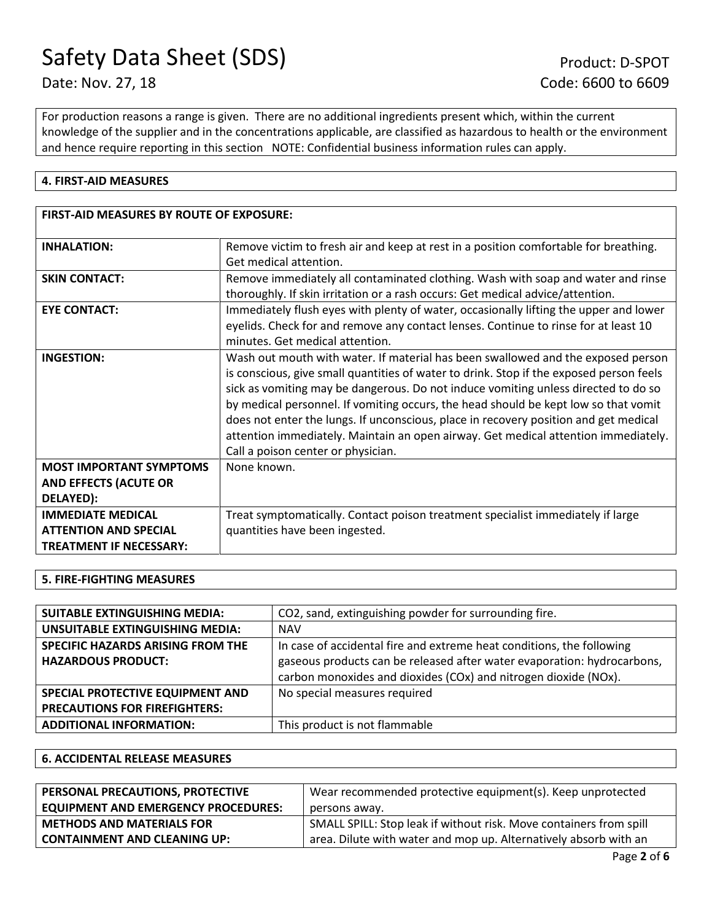For production reasons a range is given. There are no additional ingredients present which, within the current knowledge of the supplier and in the concentrations applicable, are classified as hazardous to health or the environment and hence require reporting in this section NOTE: Confidential business information rules can apply.

## 4. FIRST-AID MEASURES

| FIRST-AID MEASURES BY ROUTE OF EXPOSURE: | |
|---|---|
| **INHALATION:** | Remove victim to fresh air and keep at rest in a position comfortable for breathing. Get medical attention. |
| **SKIN CONTACT:** | Remove immediately all contaminated clothing. Wash with soap and water and rinse thoroughly. If skin irritation or a rash occurs: Get medical advice/attention. |
| **EYE CONTACT:** | Immediately flush eyes with plenty of water, occasionally lifting the upper and lower eyelids. Check for and remove any contact lenses. Continue to rinse for at least 10 minutes. Get medical attention. |
| **INGESTION:** | Wash out mouth with water. If material has been swallowed and the exposed person is conscious, give small quantities of water to drink. Stop if the exposed person feels sick as vomiting may be dangerous. Do not induce vomiting unless directed to do so by medical personnel. If vomiting occurs, the head should be kept low so that vomit does not enter the lungs. If unconscious, place in recovery position and get medical attention immediately. Maintain an open airway. Get medical attention immediately. Call a poison center or physician. |
| **MOST IMPORTANT SYMPTOMS AND EFFECTS (ACUTE OR DELAYED):** | None known. |
| **IMMEDIATE MEDICAL ATTENTION AND SPECIAL TREATMENT IF NECESSARY:** | Treat symptomatically. Contact poison treatment specialist immediately if large quantities have been ingested. |

## 5. FIRE-FIGHTING MEASURES

| | |
|---|---|
| **SUITABLE EXTINGUISHING MEDIA:** | $CO_2$, sand, extinguishing powder for surrounding fire. |
| **UNSUITABLE EXTINGUISHING MEDIA:** | NAV |
| **SPECIFIC HAZARDS ARISING FROM THE HAZARDOUS PRODUCT:** | In case of accidental fire and extreme heat conditions, the following gaseous products can be released after water evaporation: hydrocarbons, carbon monoxides and dioxides ($CO_x$) and nitrogen dioxide ($NO_x$). |
| **SPECIAL PROTECTIVE EQUIPMENT AND PRECAUTIONS FOR FIREFIGHTERS:** | No special measures required |
| **ADDITIONAL INFORMATION:** | This product is not flammable |

## 6. ACCIDENTAL RELEASE MEASURES

| | |
|---|---|
| **PERSONAL PRECAUTIONS, PROTECTIVE EQUIPMENT AND EMERGENCY PROCEDURES:** | Wear recommended protective equipment(s). Keep unprotected persons away. |
| **METHODS AND MATERIALS FOR CONTAINMENT AND CLEANING UP:** | SMALL SPILL: Stop leak if without risk. Move containers from spill area. Dilute with water and mop up. Alternatively absorb with an |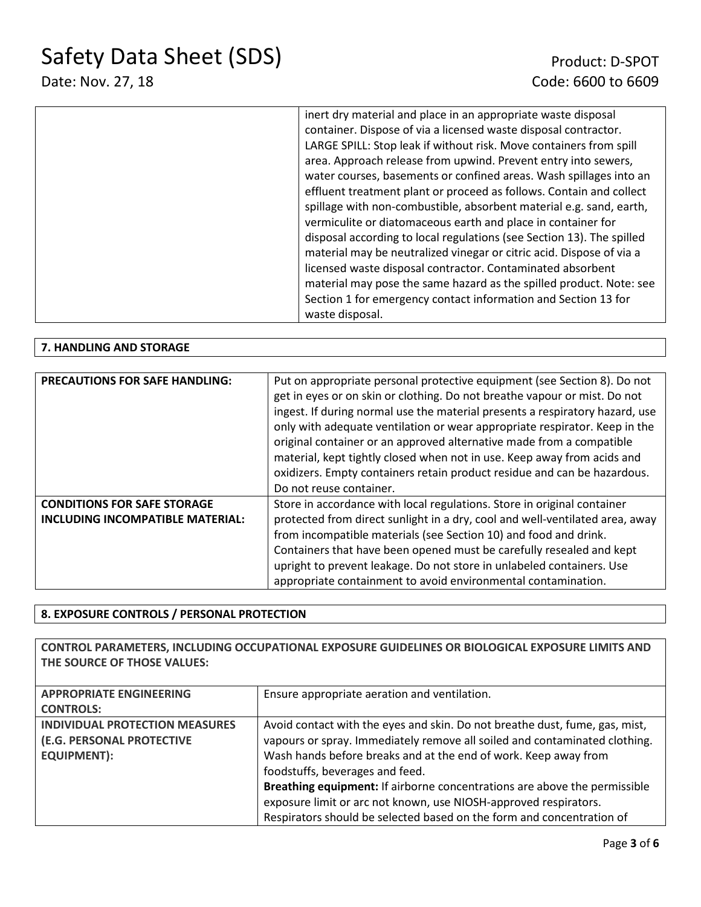| | |
|---|---|
| | inert dry material and place in an appropriate waste disposal container. Dispose of via a licensed waste disposal contractor. LARGE SPILL: Stop leak if without risk. Move containers from spill area. Approach release from upwind. Prevent entry into sewers, water courses, basements or confined areas. Wash spillages into an effluent treatment plant or proceed as follows. Contain and collect spillage with non-combustible, absorbent material e.g. sand, earth, vermiculite or diatomaceous earth and place in container for disposal according to local regulations (see Section 13). The spilled material may be neutralized vinegar or citric acid. Dispose of via a licensed waste disposal contractor. Contaminated absorbent material may pose the same hazard as the spilled product. Note: see Section 1 for emergency contact information and Section 13 for waste disposal. |

## 7. HANDLING AND STORAGE

| | |
|---|---|
| **PRECAUTIONS FOR SAFE HANDLING:** | Put on appropriate personal protective equipment (see Section 8). Do not get in eyes or on skin or clothing. Do not breathe vapour or mist. Do not ingest. If during normal use the material presents a respiratory hazard, use only with adequate ventilation or wear appropriate respirator. Keep in the original container or an approved alternative made from a compatible material, kept tightly closed when not in use. Keep away from acids and oxidizers. Empty containers retain product residue and can be hazardous. Do not reuse container. |
| **CONDITIONS FOR SAFE STORAGE INCLUDING INCOMPATIBLE MATERIAL:** | Store in accordance with local regulations. Store in original container protected from direct sunlight in a dry, cool and well-ventilated area, away from incompatible materials (see Section 10) and food and drink. Containers that have been opened must be carefully resealed and kept upright to prevent leakage. Do not store in unlabeled containers. Use appropriate containment to avoid environmental contamination. |

## 8. EXPOSURE CONTROLS / PERSONAL PROTECTION

**CONTROL PARAMETERS, INCLUDING OCCUPATIONAL EXPOSURE GUIDELINES OR BIOLOGICAL EXPOSURE LIMITS AND THE SOURCE OF THOSE VALUES:**

| | |
|---|---|
| **APPROPRIATE ENGINEERING CONTROLS:** | Ensure appropriate aeration and ventilation. |
| **INDIVIDUAL PROTECTION MEASURES (E.G. PERSONAL PROTECTIVE EQUIPMENT):** | Avoid contact with the eyes and skin. Do not breathe dust, fume, gas, mist, vapours or spray. Immediately remove all soiled and contaminated clothing. Wash hands before breaks and at the end of work. Keep away from foodstuffs, beverages and feed.<br>**Breathing equipment:** If airborne concentrations are above the permissible exposure limit or arc not known, use NIOSH-approved respirators. Respirators should be selected based on the form and concentration of |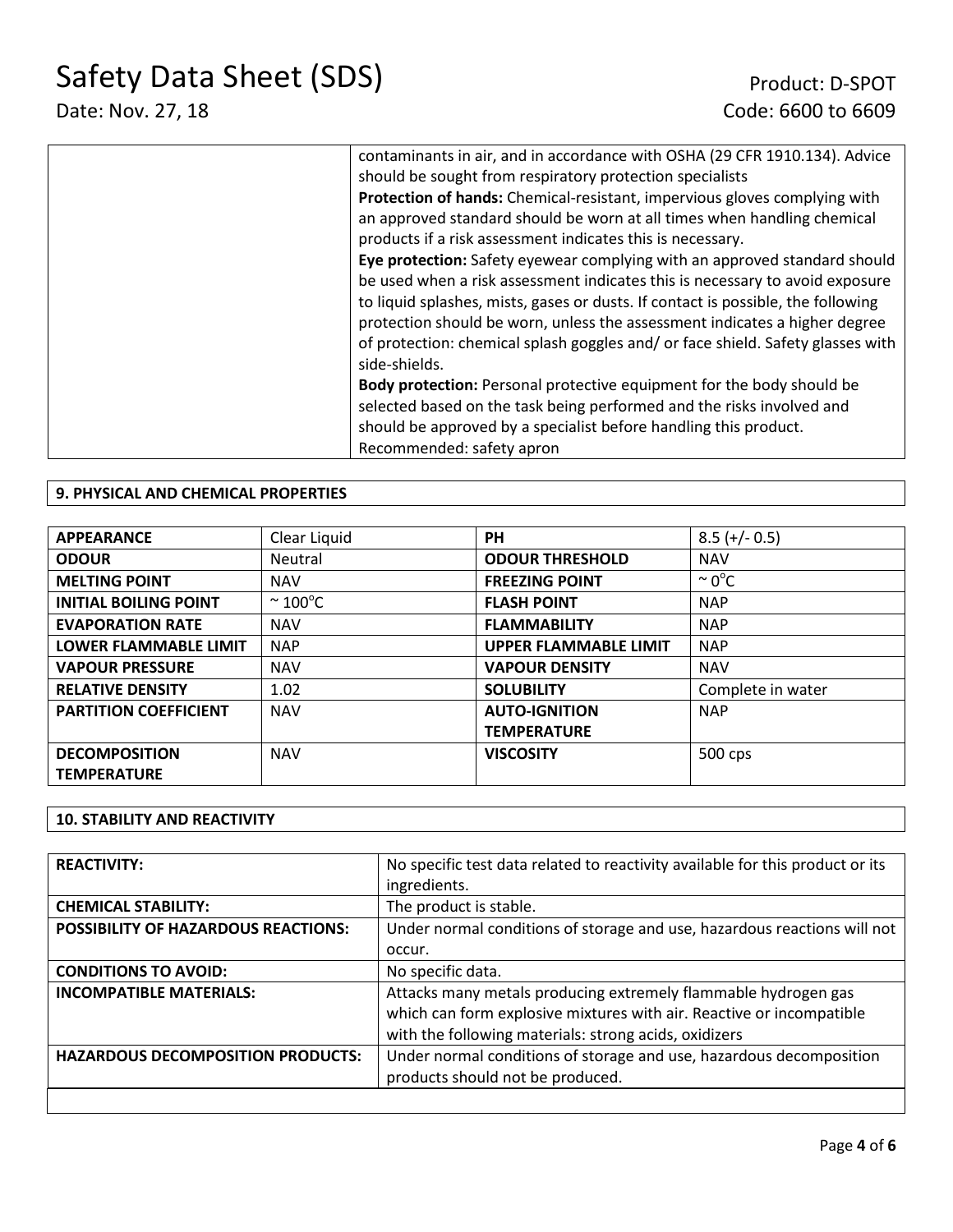| | |
|---|---|
| | contaminants in air, and in accordance with OSHA (29 CFR 1910.134). Advice should be sought from respiratory protection specialists<br>**Protection of hands:** Chemical-resistant, impervious gloves complying with an approved standard should be worn at all times when handling chemical products if a risk assessment indicates this is necessary.<br>**Eye protection:** Safety eyewear complying with an approved standard should be used when a risk assessment indicates this is necessary to avoid exposure to liquid splashes, mists, gases or dusts. If contact is possible, the following protection should be worn, unless the assessment indicates a higher degree of protection: chemical splash goggles and/ or face shield. Safety glasses with side-shields.<br>**Body protection:** Personal protective equipment for the body should be selected based on the task being performed and the risks involved and should be approved by a specialist before handling this product.<br>Recommended: safety apron |

## 9. PHYSICAL AND CHEMICAL PROPERTIES

| | | | |
|---|---|---|---|
| **APPEARANCE** | Clear Liquid | **PH** | 8.5 (+/- 0.5) |
| **ODOUR** | Neutral | **ODOUR THRESHOLD** | NAV |
| **MELTING POINT** | NAV | **FREEZING POINT** | ~ 0°C |
| **INITIAL BOILING POINT** | ~ 100°C | **FLASH POINT** | NAP |
| **EVAPORATION RATE** | NAV | **FLAMMABILITY** | NAP |
| **LOWER FLAMMABLE LIMIT** | NAP | **UPPER FLAMMABLE LIMIT** | NAP |
| **VAPOUR PRESSURE** | NAV | **VAPOUR DENSITY** | NAV |
| **RELATIVE DENSITY** | 1.02 | **SOLUBILITY** | Complete in water |
| **PARTITION COEFFICIENT** | NAV | **AUTO-IGNITION TEMPERATURE** | NAP |
| **DECOMPOSITION TEMPERATURE** | NAV | **VISCOSITY** | 500 cps |

## 10. STABILITY AND REACTIVITY

| | |
|---|---|
| **REACTIVITY:** | No specific test data related to reactivity available for this product or its ingredients. |
| **CHEMICAL STABILITY:** | The product is stable. |
| **POSSIBILITY OF HAZARDOUS REACTIONS:** | Under normal conditions of storage and use, hazardous reactions will not occur. |
| **CONDITIONS TO AVOID:** | No specific data. |
| **INCOMPATIBLE MATERIALS:** | Attacks many metals producing extremely flammable hydrogen gas which can form explosive mixtures with air. Reactive or incompatible with the following materials: strong acids, oxidizers |
| **HAZARDOUS DECOMPOSITION PRODUCTS:** | Under normal conditions of storage and use, hazardous decomposition products should not be produced. |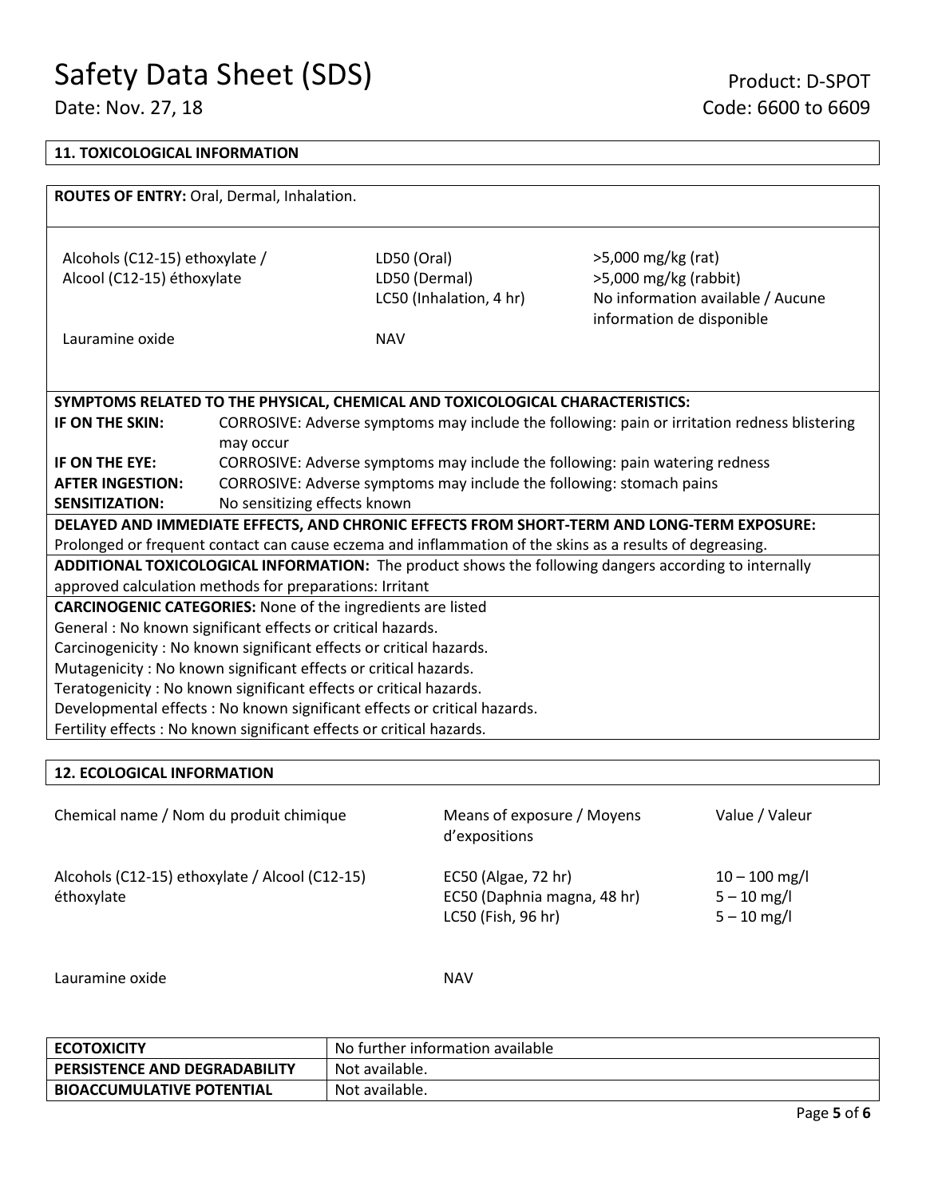## 11. TOXICOLOGICAL INFORMATION

**ROUTES OF ENTRY:** Oral, Dermal, Inhalation.

| | | |
|---|---|---|
| Alcohols (C12-15) ethoxylate / Alcool (C12-15) éthoxylate | LD50 (Oral) | >5,000 mg/kg (rat) |
| | LD50 (Dermal) | >5,000 mg/kg (rabbit) |
| | LC50 (Inhalation, 4 hr) | No information available / Aucune information de disponible |
| Lauramine oxide | NAV | |

**SYMPTOMS RELATED TO THE PHYSICAL, CHEMICAL AND TOXICOLOGICAL CHARACTERISTICS:**

| | |
|---|---|
| **IF ON THE SKIN:** | CORROSIVE: Adverse symptoms may include the following: pain or irritation redness blistering may occur |
| **IF ON THE EYE:** | CORROSIVE: Adverse symptoms may include the following: pain watering redness |
| **AFTER INGESTION:** | CORROSIVE: Adverse symptoms may include the following: stomach pains |
| **SENSITIZATION:** | No sensitizing effects known |

**DELAYED AND IMMEDIATE EFFECTS, AND CHRONIC EFFECTS FROM SHORT-TERM AND LONG-TERM EXPOSURE:**
Prolonged or frequent contact can cause eczema and inflammation of the skins as a results of degreasing.

**ADDITIONAL TOXICOLOGICAL INFORMATION:** The product shows the following dangers according to internally approved calculation methods for preparations: Irritant

**CARCINOGENIC CATEGORIES:** None of the ingredients are listed
General : No known significant effects or critical hazards.
Carcinogenicity : No known significant effects or critical hazards.
Mutagenicity : No known significant effects or critical hazards.
Teratogenicity : No known significant effects or critical hazards.
Developmental effects : No known significant effects or critical hazards.
Fertility effects : No known significant effects or critical hazards.

## 12. ECOLOGICAL INFORMATION

| Chemical name / Nom du produit chimique | Means of exposure / Moyens d'expositions | Value / Valeur |
|---|---|---|
| Alcohols (C12-15) ethoxylate / Alcool (C12-15) éthoxylate | EC50 (Algae, 72 hr) | 10 – 100 mg/l |
| | EC50 (Daphnia magna, 48 hr) | 5 – 10 mg/l |
| | LC50 (Fish, 96 hr) | 5 – 10 mg/l |
| Lauramine oxide | NAV | |

| | |
|---|---|
| **ECOTOXICITY** | No further information available |
| **PERSISTENCE AND DEGRADABILITY** | Not available. |
| **BIOACCUMULATIVE POTENTIAL** | Not available. |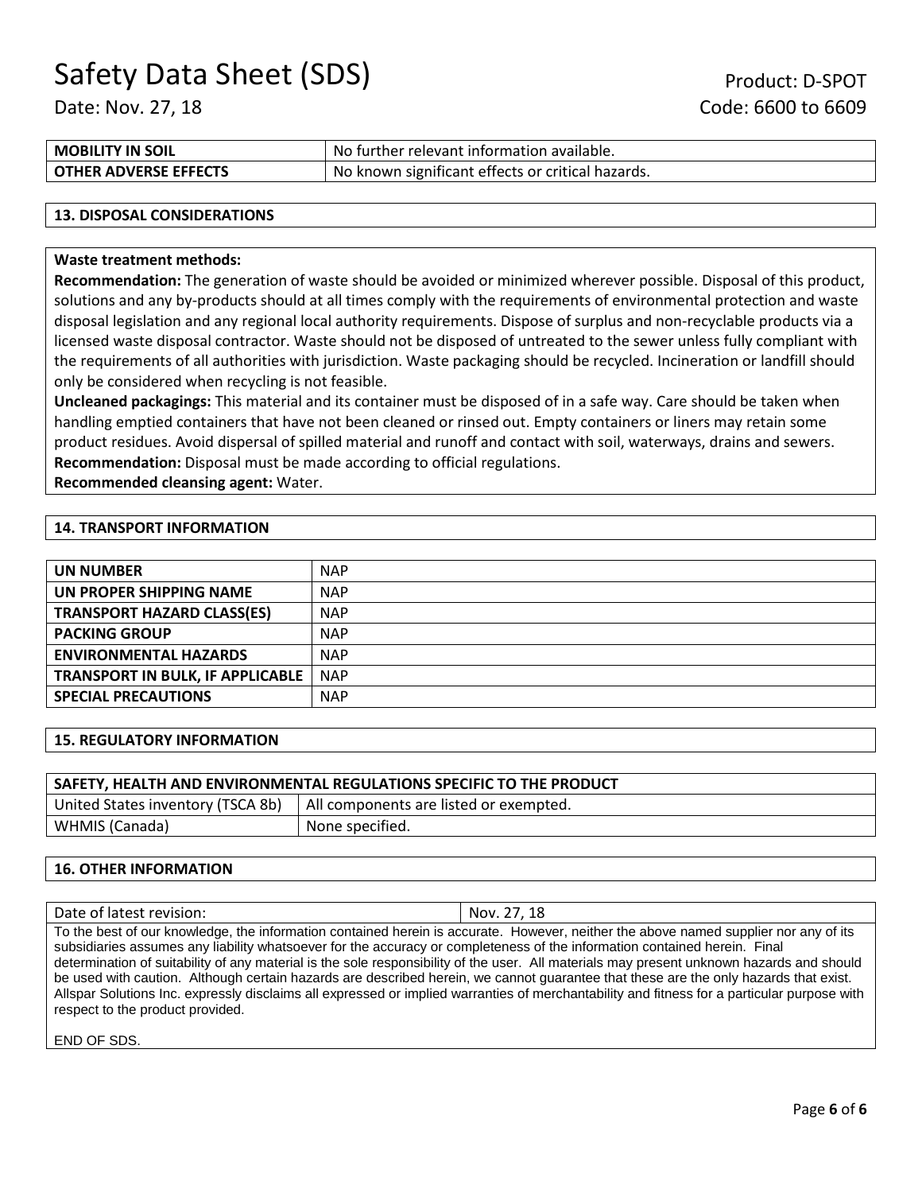| | |
|---|---|
| **MOBILITY IN SOIL** | No further relevant information available. |
| **OTHER ADVERSE EFFECTS** | No known significant effects or critical hazards. |

## 13. DISPOSAL CONSIDERATIONS

**Waste treatment methods:**

**Recommendation:** The generation of waste should be avoided or minimized wherever possible. Disposal of this product, solutions and any by-products should at all times comply with the requirements of environmental protection and waste disposal legislation and any regional local authority requirements. Dispose of surplus and non-recyclable products via a licensed waste disposal contractor. Waste should not be disposed of untreated to the sewer unless fully compliant with the requirements of all authorities with jurisdiction. Waste packaging should be recycled. Incineration or landfill should only be considered when recycling is not feasible.

**Uncleaned packagings:** This material and its container must be disposed of in a safe way. Care should be taken when handling emptied containers that have not been cleaned or rinsed out. Empty containers or liners may retain some product residues. Avoid dispersal of spilled material and runoff and contact with soil, waterways, drains and sewers.

**Recommendation:** Disposal must be made according to official regulations.

**Recommended cleansing agent:** Water.

## 14. TRANSPORT INFORMATION

| | |
|---|---|
| **UN NUMBER** | NAP |
| **UN PROPER SHIPPING NAME** | NAP |
| **TRANSPORT HAZARD CLASS(ES)** | NAP |
| **PACKING GROUP** | NAP |
| **ENVIRONMENTAL HAZARDS** | NAP |
| **TRANSPORT IN BULK, IF APPLICABLE** | NAP |
| **SPECIAL PRECAUTIONS** | NAP |

## 15. REGULATORY INFORMATION

| **SAFETY, HEALTH AND ENVIRONMENTAL REGULATIONS SPECIFIC TO THE PRODUCT** | |
|---|---|
| United States inventory (TSCA 8b) | All components are listed or exempted. |
| WHMIS (Canada) | None specified. |

## 16. OTHER INFORMATION

| | |
|---|---|
| Date of latest revision: | Nov. 27, 18 |

To the best of our knowledge, the information contained herein is accurate. However, neither the above named supplier nor any of its subsidiaries assumes any liability whatsoever for the accuracy or completeness of the information contained herein. Final determination of suitability of any material is the sole responsibility of the user. All materials may present unknown hazards and should be used with caution. Although certain hazards are described herein, we cannot guarantee that these are the only hazards that exist. Allspar Solutions Inc. expressly disclaims all expressed or implied warranties of merchantability and fitness for a particular purpose with respect to the product provided.

END OF SDS.